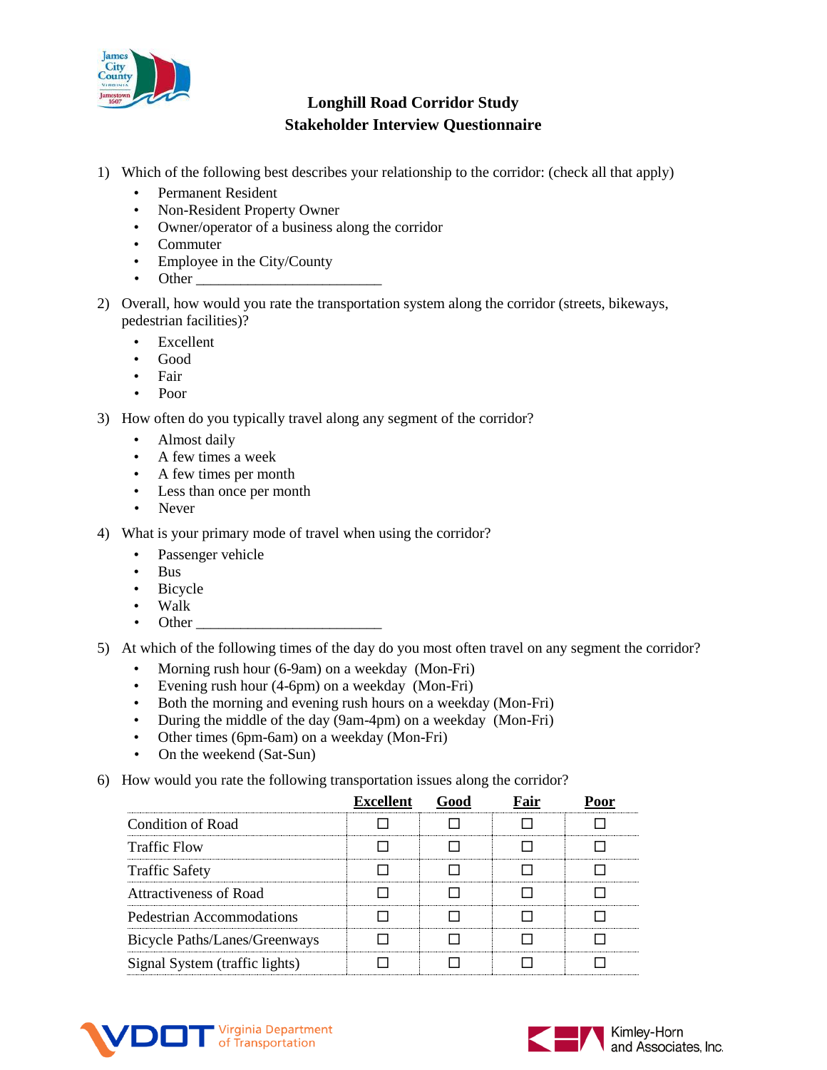# Longhill Road Corridor Study
## Stakeholder Interview Questionnaire

1) Which of the following best describes your relationship to the corridor: (check all that apply)
   - Permanent Resident
   - Non-Resident Property Owner
   - Owner/operator of a business along the corridor
   - Commuter
   - Employee in the City/County
   - Other ________________________

2) Overall, how would you rate the transportation system along the corridor (streets, bikeways, pedestrian facilities)?
   - Excellent
   - Good
   - Fair
   - Poor

3) How often do you typically travel along any segment of the corridor?
   - Almost daily
   - A few times a week
   - A few times per month
   - Less than once per month
   - Never

4) What is your primary mode of travel when using the corridor?
   - Passenger vehicle
   - Bus
   - Bicycle
   - Walk
   - Other ________________________

5) At which of the following times of the day do you most often travel on any segment the corridor?
   - Morning rush hour (6-9am) on a weekday (Mon-Fri)
   - Evening rush hour (4-6pm) on a weekday (Mon-Fri)
   - Both the morning and evening rush hours on a weekday (Mon-Fri)
   - During the middle of the day (9am-4pm) on a weekday (Mon-Fri)
   - Other times (6pm-6am) on a weekday (Mon-Fri)
   - On the weekend (Sat-Sun)

6) How would you rate the following transportation issues along the corridor?

| | **Excellent** | **Good** | **Fair** | **Poor** |
|---|---|---|---|---|
| Condition of Road | ☐ | ☐ | ☐ | ☐ |
| Traffic Flow | ☐ | ☐ | ☐ | ☐ |
| Traffic Safety | ☐ | ☐ | ☐ | ☐ |
| Attractiveness of Road | ☐ | ☐ | ☐ | ☐ |
| Pedestrian Accommodations | ☐ | ☐ | ☐ | ☐ |
| Bicycle Paths/Lanes/Greenways | ☐ | ☐ | ☐ | ☐ |
| Signal System (traffic lights) | ☐ | ☐ | ☐ | ☐ |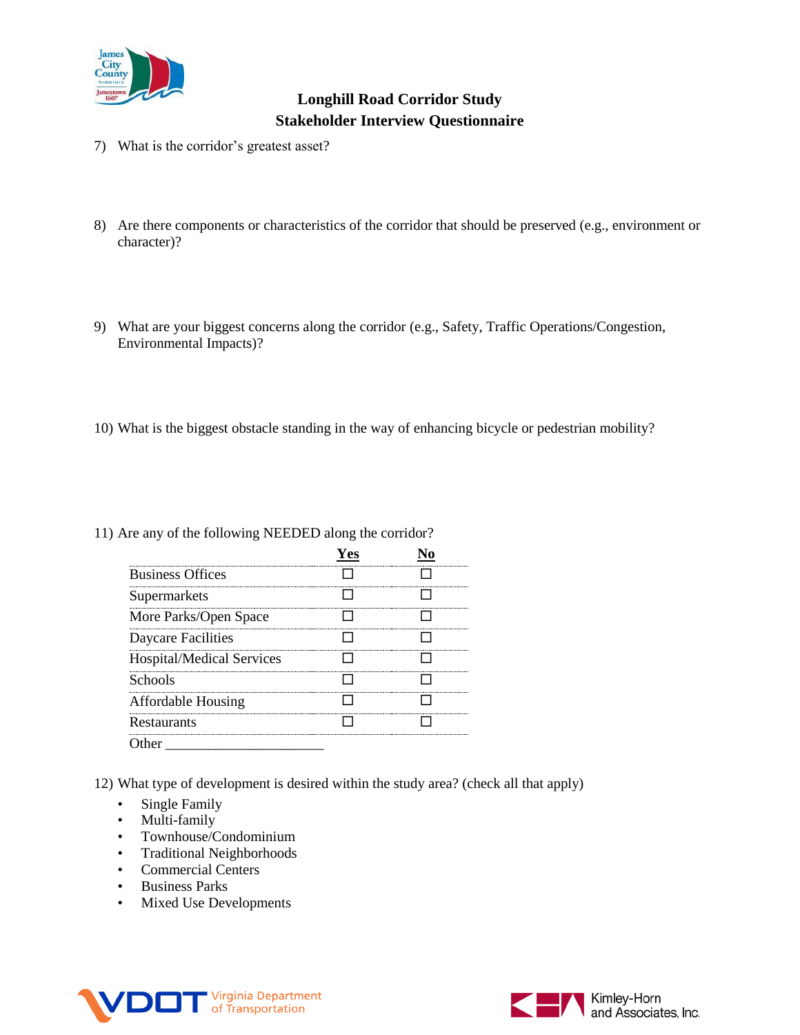## Longhill Road Corridor Study
## Stakeholder Interview Questionnaire

7) What is the corridor's greatest asset?

8) Are there components or characteristics of the corridor that should be preserved (e.g., environment or character)?

9) What are your biggest concerns along the corridor (e.g., Safety, Traffic Operations/Congestion, Environmental Impacts)?

10) What is the biggest obstacle standing in the way of enhancing bicycle or pedestrian mobility?

11) Are any of the following NEEDED along the corridor?

| | **Yes** | **No** |
|---|---|---|
| Business Offices | ☐ | ☐ |
| Supermarkets | ☐ | ☐ |
| More Parks/Open Space | ☐ | ☐ |
| Daycare Facilities | ☐ | ☐ |
| Hospital/Medical Services | ☐ | ☐ |
| Schools | ☐ | ☐ |
| Affordable Housing | ☐ | ☐ |
| Restaurants | ☐ | ☐ |
| Other ______________________ | | |

12) What type of development is desired within the study area? (check all that apply)

- Single Family
- Multi-family
- Townhouse/Condominium
- Traditional Neighborhoods
- Commercial Centers
- Business Parks
- Mixed Use Developments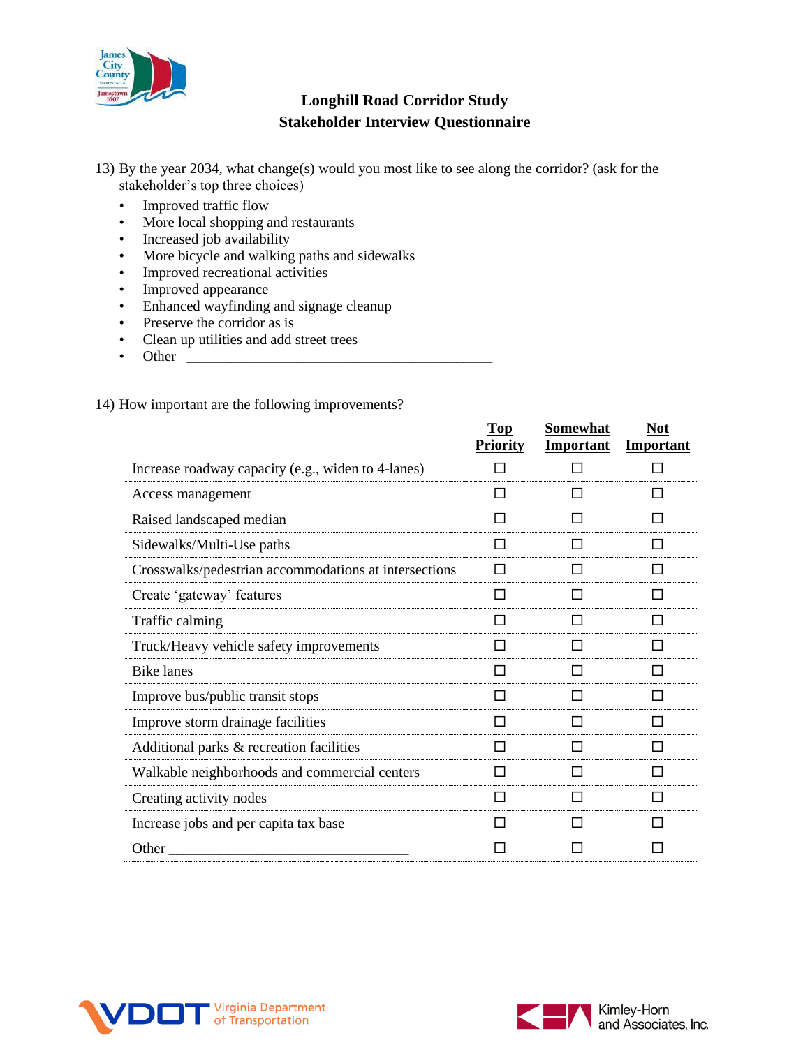## Longhill Road Corridor Study
## Stakeholder Interview Questionnaire

13) By the year 2034, what change(s) would you most like to see along the corridor? (ask for the stakeholder's top three choices)

- Improved traffic flow
- More local shopping and restaurants
- Increased job availability
- More bicycle and walking paths and sidewalks
- Improved recreational activities
- Improved appearance
- Enhanced wayfinding and signage cleanup
- Preserve the corridor as is
- Clean up utilities and add street trees
- Other \_\_\_\_\_\_\_\_\_\_\_\_\_\_\_\_\_\_\_\_\_\_\_\_\_\_\_\_\_\_\_\_\_\_\_\_\_\_\_\_\_\_\_\_

14) How important are the following improvements?

| | Top Priority | Somewhat Important | Not Important |
|---|---|---|---|
| Increase roadway capacity (e.g., widen to 4-lanes) | ☐ | ☐ | ☐ |
| Access management | ☐ | ☐ | ☐ |
| Raised landscaped median | ☐ | ☐ | ☐ |
| Sidewalks/Multi-Use paths | ☐ | ☐ | ☐ |
| Crosswalks/pedestrian accommodations at intersections | ☐ | ☐ | ☐ |
| Create 'gateway' features | ☐ | ☐ | ☐ |
| Traffic calming | ☐ | ☐ | ☐ |
| Truck/Heavy vehicle safety improvements | ☐ | ☐ | ☐ |
| Bike lanes | ☐ | ☐ | ☐ |
| Improve bus/public transit stops | ☐ | ☐ | ☐ |
| Improve storm drainage facilities | ☐ | ☐ | ☐ |
| Additional parks & recreation facilities | ☐ | ☐ | ☐ |
| Walkable neighborhoods and commercial centers | ☐ | ☐ | ☐ |
| Creating activity nodes | ☐ | ☐ | ☐ |
| Increase jobs and per capita tax base | ☐ | ☐ | ☐ |
| Other \_\_\_\_\_\_\_\_\_\_\_\_\_\_\_\_\_\_\_\_\_\_\_\_\_\_\_\_\_\_\_\_\_\_ | ☐ | ☐ | ☐ |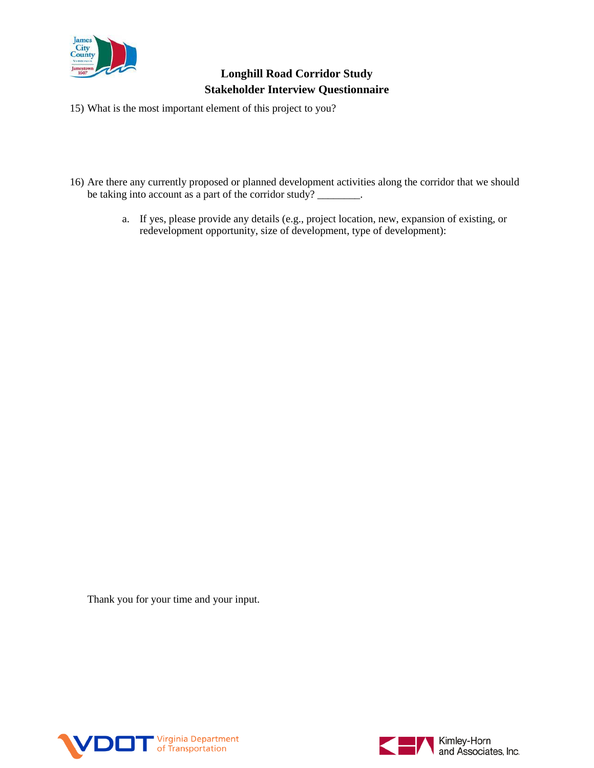**Longhill Road Corridor Study**
**Stakeholder Interview Questionnaire**

15) What is the most important element of this project to you?

16) Are there any currently proposed or planned development activities along the corridor that we should be taking into account as a part of the corridor study? ________.

   a. If yes, please provide any details (e.g., project location, new, expansion of existing, or redevelopment opportunity, size of development, type of development):

Thank you for your time and your input.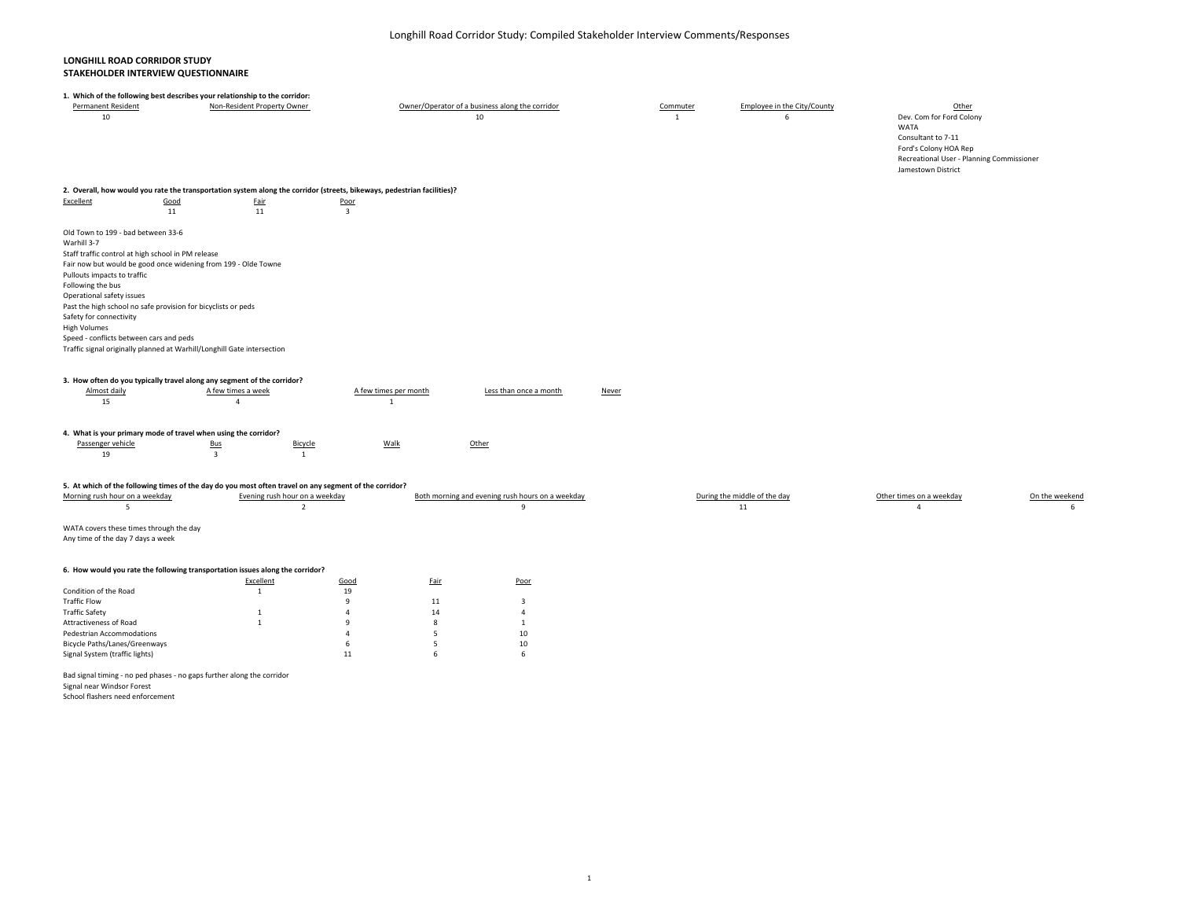# Longhill Road Corridor Study: Compiled Stakeholder Interview Comments/Responses

**LONGHILL ROAD CORRIDOR STUDY**
**STAKEHOLDER INTERVIEW QUESTIONNAIRE**

**1. Which of the following best describes your relationship to the corridor:**

| Permanent Resident | Non-Resident Property Owner | Owner/Operator of a business along the corridor | Commuter | Employee in the City/County | Other |
|---|---|---|---|---|---|
| 10 | | 10 | 1 | 6 | Dev. Com for Ford Colony |
| | | | | | WATA |
| | | | | | Consultant to 7-11 |
| | | | | | Ford's Colony HOA Rep |
| | | | | | Recreational User - Planning Commissioner |
| | | | | | Jamestown District |

**2. Overall, how would you rate the transportation system along the corridor (streets, bikeways, pedestrian facilities)?**

| Excellent | Good | Fair | Poor |
|---|---|---|---|
| | 11 | 11 | 3 |

Old Town to 199 - bad between 33-6
Warhill 3-7
Staff traffic control at high school in PM release
Fair now but would be good once widening from 199 - Olde Towne
Pullouts impacts to traffic
Following the bus
Operational safety issues
Past the high school no safe provision for bicyclists or peds
Safety for connectivity
High Volumes
Speed - conflicts between cars and peds
Traffic signal originally planned at Warhill/Longhill Gate intersection

**3. How often do you typically travel along any segment of the corridor?**

| Almost daily | A few times a week | A few times per month | Less than once a month | Never |
|---|---|---|---|---|
| 15 | 4 | 1 | | |

**4. What is your primary mode of travel when using the corridor?**

| Passenger vehicle | Bus | Bicycle | Walk | Other |
|---|---|---|---|---|
| 19 | 3 | 1 | | |

**5. At which of the following times of the day do you most often travel on any segment of the corridor?**

| Morning rush hour on a weekday | Evening rush hour on a weekday | Both morning and evening rush hours on a weekday | During the middle of the day | Other times on a weekday | On the weekend |
|---|---|---|---|---|---|
| 5 | 2 | 9 | 11 | 4 | 6 |

WATA covers these times through the day
Any time of the day 7 days a week

**6. How would you rate the following transportation issues along the corridor?**

| | Excellent | Good | Fair | Poor |
|---|---|---|---|---|
| Condition of the Road | 1 | 19 | | |
| Traffic Flow | | 9 | 11 | 3 |
| Traffic Safety | 1 | 4 | 14 | 4 |
| Attractiveness of Road | 1 | 9 | 8 | 1 |
| Pedestrian Accommodations | | 4 | 5 | 10 |
| Bicycle Paths/Lanes/Greenways | | 6 | 5 | 10 |
| Signal System (traffic lights) | | 11 | 6 | 6 |

Bad signal timing - no ped phases - no gaps further along the corridor
Signal near Windsor Forest
School flashers need enforcement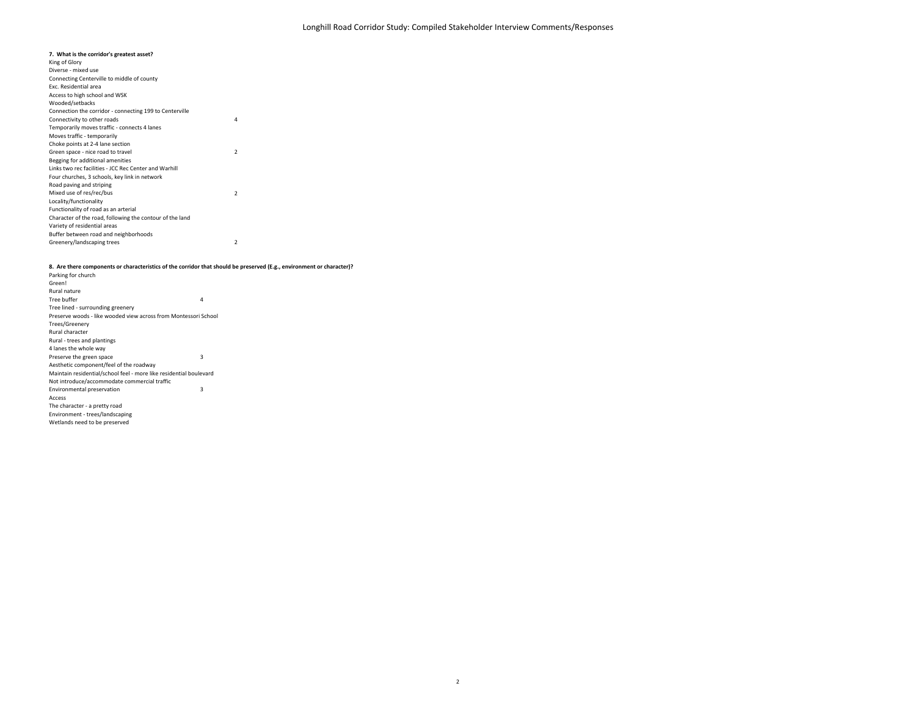# Longhill Road Corridor Study: Compiled Stakeholder Interview Comments/Responses

**7. What is the corridor's greatest asset?**

| Response | Count |
|---|---|
| King of Glory | |
| Diverse - mixed use | |
| Connecting Centerville to middle of county | |
| Exc. Residential area | |
| Access to high school and WSK | |
| Wooded/setbacks | |
| Connection the corridor - connecting 199 to Centerville | |
| Connectivity to other roads | 4 |
| Temporarily moves traffic - connects 4 lanes | |
| Moves traffic - temporarily | |
| Choke points at 2-4 lane section | |
| Green space - nice road to travel | 2 |
| Begging for additional amenities | |
| Links two rec facilities - JCC Rec Center and Warhill | |
| Four churches, 3 schools, key link in network | |
| Road paving and striping | |
| Mixed use of res/rec/bus | 2 |
| Locality/functionality | |
| Functionality of road as an arterial | |
| Character of the road, following the contour of the land | |
| Variety of residential areas | |
| Buffer between road and neighborhoods | |
| Greenery/landscaping trees | 2 |

**8. Are there components or characteristics of the corridor that should be preserved (E.g., environment or character)?**

| Response | Count |
|---|---|
| Parking for church | |
| Green! | |
| Rural nature | |
| Tree buffer | 4 |
| Tree lined - surrounding greenery | |
| Preserve woods - like wooded view across from Montessori School | |
| Trees/Greenery | |
| Rural character | |
| Rural - trees and plantings | |
| 4 lanes the whole way | |
| Preserve the green space | 3 |
| Aesthetic component/feel of the roadway | |
| Maintain residential/school feel - more like residential boulevard | |
| Not introduce/accommodate commercial traffic | |
| Environmental preservation | 3 |
| Access | |
| The character - a pretty road | |
| Environment - trees/landscaping | |
| Wetlands need to be preserved | |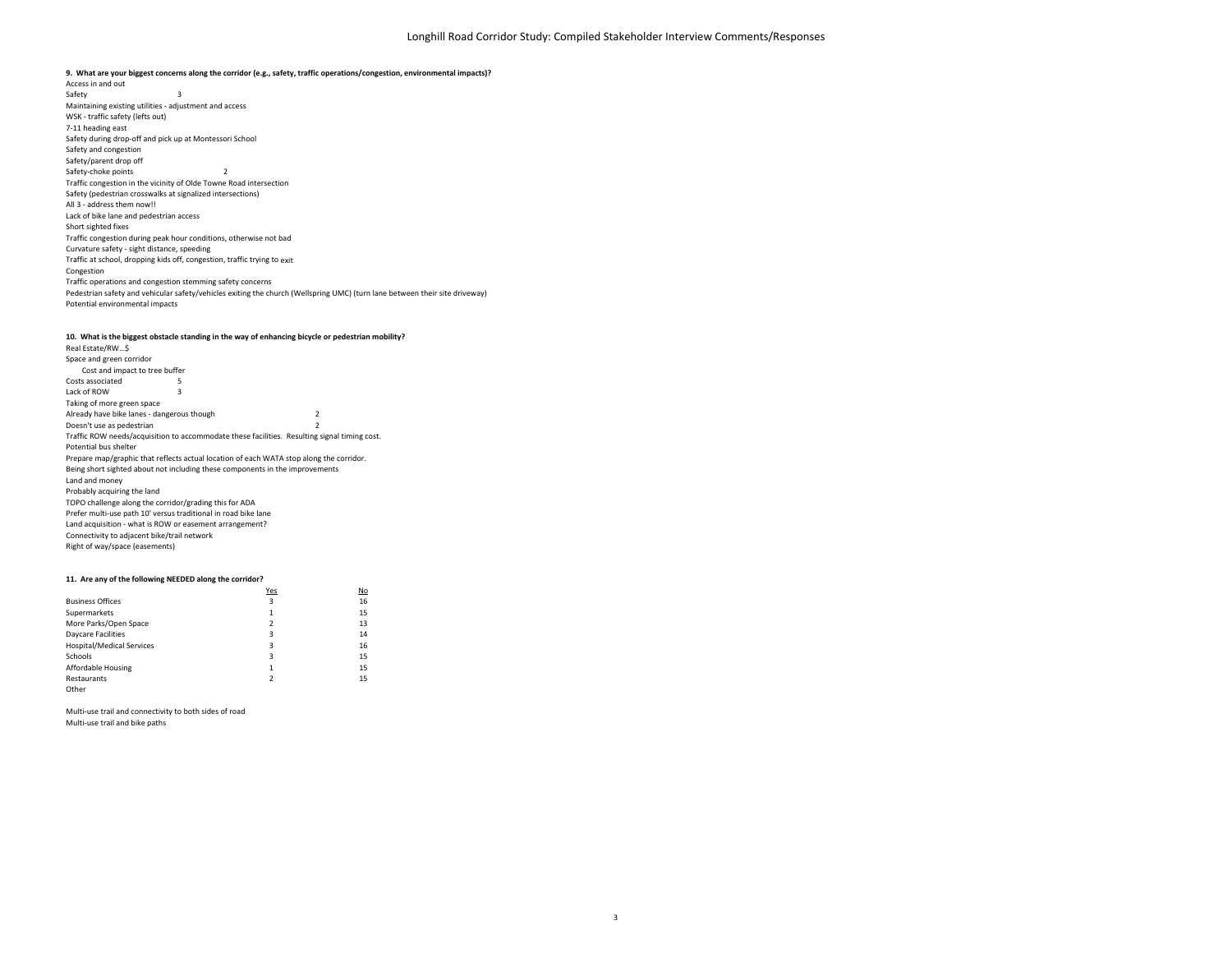**9. What are your biggest concerns along the corridor (e.g., safety, traffic operations/congestion, environmental impacts)?**

Access in and out
Safety 3
Maintaining existing utilities - adjustment and access
WSK - traffic safety (lefts out)
7-11 heading east
Safety during drop-off and pick up at Montessori School
Safety and congestion
Safety/parent drop off
Safety-choke points 2
Traffic congestion in the vicinity of Olde Towne Road intersection
Safety (pedestrian crosswalks at signalized intersections)
All 3 - address them now!!
Lack of bike lane and pedestrian access
Short sighted fixes
Traffic congestion during peak hour conditions, otherwise not bad
Curvature safety - sight distance, speeding
Traffic at school, dropping kids off, congestion, traffic trying to exit
Congestion
Traffic operations and congestion stemming safety concerns
Pedestrian safety and vehicular safety/vehicles exiting the church (Wellspring UMC) (turn lane between their site driveway)
Potential environmental impacts

**10. What is the biggest obstacle standing in the way of enhancing bicycle or pedestrian mobility?**

Real Estate/RW…$
Space and green corridor
Cost and impact to tree buffer
Costs associated 5
Lack of ROW 3
Taking of more green space
Already have bike lanes - dangerous though 2
Doesn't use as pedestrian 2
Traffic ROW needs/acquisition to accommodate these facilities. Resulting signal timing cost.
Potential bus shelter
Prepare map/graphic that reflects actual location of each WATA stop along the corridor.
Being short sighted about not including these components in the improvements
Land and money
Probably acquiring the land
TOPO challenge along the corridor/grading this for ADA
Prefer multi-use path 10' versus traditional in road bike lane
Land acquisition - what is ROW or easement arrangement?
Connectivity to adjacent bike/trail network
Right of way/space (easements)

**11. Are any of the following NEEDED along the corridor?**

| | Yes | No |
|---|---|---|
| Business Offices | 3 | 16 |
| Supermarkets | 1 | 15 |
| More Parks/Open Space | 2 | 13 |
| Daycare Facilities | 3 | 14 |
| Hospital/Medical Services | 3 | 16 |
| Schools | 3 | 15 |
| Affordable Housing | 1 | 15 |
| Restaurants | 2 | 15 |
| Other | | |

Multi-use trail and connectivity to both sides of road
Multi-use trail and bike paths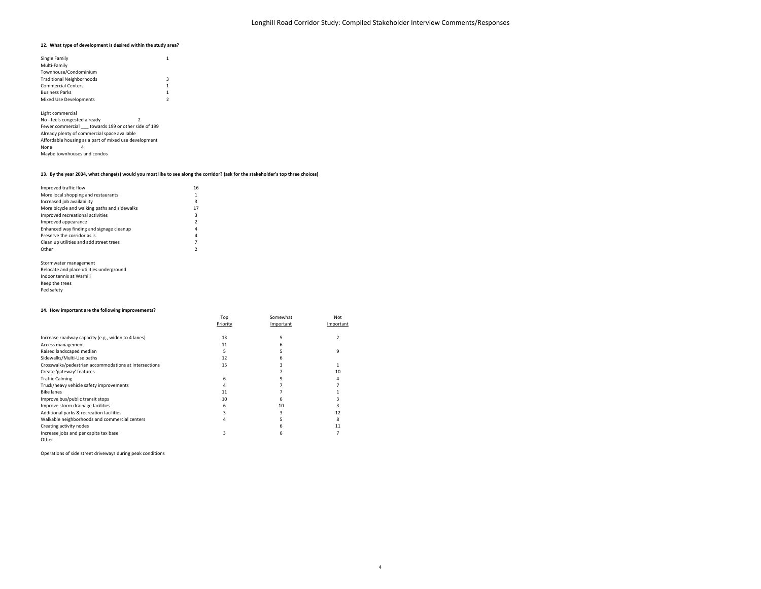**12. What type of development is desired within the study area?**

| | |
|---|---|
| Single Family | 1 |
| Multi-Family | |
| Townhouse/Condominium | |
| Traditional Neighborhoods | 3 |
| Commercial Centers | 1 |
| Business Parks | 1 |
| Mixed Use Developments | 2 |

Light commercial
No - feels congested already 2
Fewer commercial ___ towards 199 or other side of 199
Already plenty of commercial space available
Affordable housing as a part of mixed use development
None 4
Maybe townhouses and condos

**13. By the year 2034, what change(s) would you most like to see along the corridor? (ask for the stakeholder's top three choices)**

| | |
|---|---|
| Improved traffic flow | 16 |
| More local shopping and restaurants | 1 |
| Increased job availability | 3 |
| More bicycle and walking paths and sidewalks | 17 |
| Improved recreational activities | 3 |
| Improved appearance | 2 |
| Enhanced way finding and signage cleanup | 4 |
| Preserve the corridor as is | 4 |
| Clean up utilities and add street trees | 7 |
| Other | 2 |

Stormwater management
Relocate and place utilities underground
Indoor tennis at Warhill
Keep the trees
Ped safety

**14. How important are the following improvements?**

| | Top Priority | Somewhat Important | Not Important |
|---|---|---|---|
| Increase roadway capacity (e.g., widen to 4 lanes) | 13 | 5 | 2 |
| Access management | 11 | 6 | |
| Raised landscaped median | 5 | 5 | 9 |
| Sidewalks/Multi-Use paths | 12 | 6 | |
| Crosswalks/pedestrian accommodations at intersections | 15 | 3 | 1 |
| Create 'gateway' features | | 7 | 10 |
| Traffic Calming | 6 | 9 | 4 |
| Truck/heavy vehicle safety improvements | 4 | 7 | 7 |
| Bike lanes | 11 | 7 | 1 |
| Improve bus/public transit stops | 10 | 6 | 3 |
| Improve storm drainage facilities | 6 | 10 | 3 |
| Additional parks & recreation facilities | 3 | 3 | 12 |
| Walkable neighborhoods and commercial centers | 4 | 5 | 8 |
| Creating activity nodes | | 6 | 11 |
| Increase jobs and per capita tax base | 3 | 6 | 7 |
| Other | | | |

Operations of side street driveways during peak conditions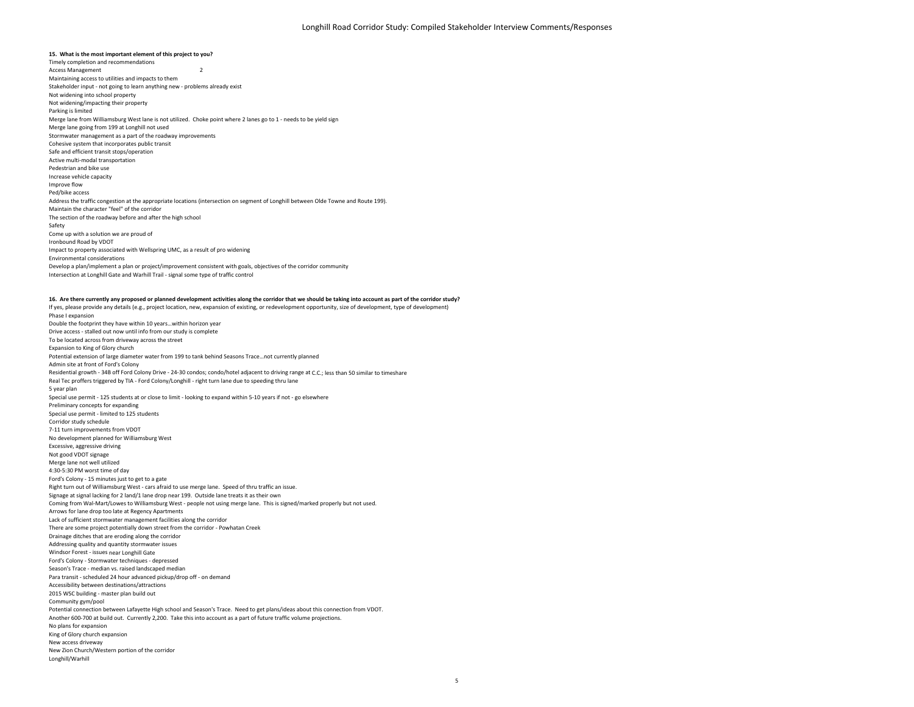**15. What is the most important element of this project to you?**

Timely completion and recommendations
Access Management 2
Maintaining access to utilities and impacts to them
Stakeholder input - not going to learn anything new - problems already exist
Not widening into school property
Not widening/impacting their property
Parking is limited
Merge lane from Williamsburg West lane is not utilized. Choke point where 2 lanes go to 1 - needs to be yield sign
Merge lane going from 199 at Longhill not used
Stormwater management as a part of the roadway improvements
Cohesive system that incorporates public transit
Safe and efficient transit stops/operation
Active multi-modal transportation
Pedestrian and bike use
Increase vehicle capacity
Improve flow
Ped/bike access
Address the traffic congestion at the appropriate locations (intersection on segment of Longhill between Olde Towne and Route 199).
Maintain the character "feel" of the corridor
The section of the roadway before and after the high school
Safety
Come up with a solution we are proud of
Ironbound Road by VDOT
Impact to property associated with Wellspring UMC, as a result of pro widening
Environmental considerations
Develop a plan/implement a plan or project/improvement consistent with goals, objectives of the corridor community
Intersection at Longhill Gate and Warhill Trail - signal some type of traffic control

**16. Are there currently any proposed or planned development activities along the corridor that we should be taking into account as part of the corridor study?**

If yes, please provide any details (e.g., project location, new, expansion of existing, or redevelopment opportunity, size of development, type of development)
Phase I expansion
Double the footprint they have within 10 years...within horizon year
Drive access - stalled out now until info from our study is complete
To be located across from driveway across the street
Expansion to King of Glory church
Potential extension of large diameter water from 199 to tank behind Seasons Trace...not currently planned
Admin site at front of Ford's Colony
Residential growth - 34B off Ford Colony Drive - 24-30 condos; condo/hotel adjacent to driving range at C.C.; less than 50 similar to timeshare
Real Tec proffers triggered by TIA - Ford Colony/Longhill - right turn lane due to speeding thru lane
5 year plan
Special use permit - 125 students at or close to limit - looking to expand within 5-10 years if not - go elsewhere
Preliminary concepts for expanding
Special use permit - limited to 125 students
Corridor study schedule
7-11 turn improvements from VDOT
No development planned for Williamsburg West
Excessive, aggressive driving
Not good VDOT signage
Merge lane not well utilized
4:30-5:30 PM worst time of day
Ford's Colony - 15 minutes just to get to a gate
Right turn out of Williamsburg West - cars afraid to use merge lane. Speed of thru traffic an issue.
Signage at signal lacking for 2 land/1 lane drop near 199. Outside lane treats it as their own
Coming from Wal-Mart/Lowes to Williamsburg West - people not using merge lane. This is signed/marked properly but not used.
Arrows for lane drop too late at Regency Apartments
Lack of sufficient stormwater management facilities along the corridor
There are some project potentially down street from the corridor - Powhatan Creek
Drainage ditches that are eroding along the corridor
Addressing quality and quantity stormwater issues
Windsor Forest - issues near Longhill Gate
Ford's Colony - Stormwater techniques - depressed
Season's Trace - median vs. raised landscaped median
Para transit - scheduled 24 hour advanced pickup/drop off - on demand
Accessibility between destinations/attractions
2015 WSC building - master plan build out
Community gym/pool
Potential connection between Lafayette High school and Season's Trace. Need to get plans/ideas about this connection from VDOT.
Another 600-700 at build out. Currently 2,200. Take this into account as a part of future traffic volume projections.
No plans for expansion
King of Glory church expansion
New access driveway
New Zion Church/Western portion of the corridor
Longhill/Warhill